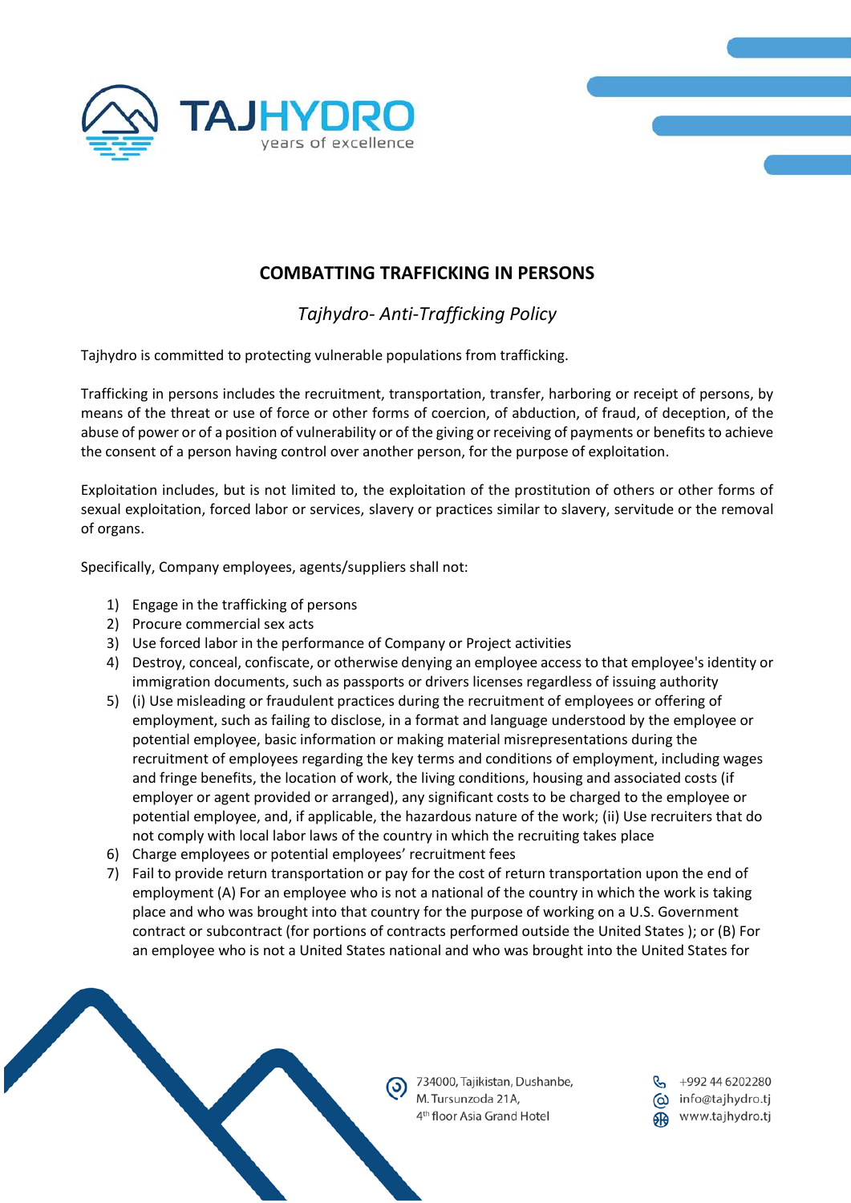# COMBATTING TRAFFICKING IN PERSONS

## *Tajhydro- Anti-Trafficking Policy*

Tajhydro is committed to protecting vulnerable populations from trafficking.

Trafficking in persons includes the recruitment, transportation, transfer, harboring or receipt of persons, by means of the threat or use of force or other forms of coercion, of abduction, of fraud, of deception, of the abuse of power or of a position of vulnerability or of the giving or receiving of payments or benefits to achieve the consent of a person having control over another person, for the purpose of exploitation.

Exploitation includes, but is not limited to, the exploitation of the prostitution of others or other forms of sexual exploitation, forced labor or services, slavery or practices similar to slavery, servitude or the removal of organs.

Specifically, Company employees, agents/suppliers shall not:

1) Engage in the trafficking of persons
2) Procure commercial sex acts
3) Use forced labor in the performance of Company or Project activities
4) Destroy, conceal, confiscate, or otherwise denying an employee access to that employee's identity or immigration documents, such as passports or drivers licenses regardless of issuing authority
5) (i) Use misleading or fraudulent practices during the recruitment of employees or offering of employment, such as failing to disclose, in a format and language understood by the employee or potential employee, basic information or making material misrepresentations during the recruitment of employees regarding the key terms and conditions of employment, including wages and fringe benefits, the location of work, the living conditions, housing and associated costs (if employer or agent provided or arranged), any significant costs to be charged to the employee or potential employee, and, if applicable, the hazardous nature of the work; (ii) Use recruiters that do not comply with local labor laws of the country in which the recruiting takes place
6) Charge employees or potential employees' recruitment fees
7) Fail to provide return transportation or pay for the cost of return transportation upon the end of employment (A) For an employee who is not a national of the country in which the work is taking place and who was brought into that country for the purpose of working on a U.S. Government contract or subcontract (for portions of contracts performed outside the United States ); or (B) For an employee who is not a United States national and who was brought into the United States for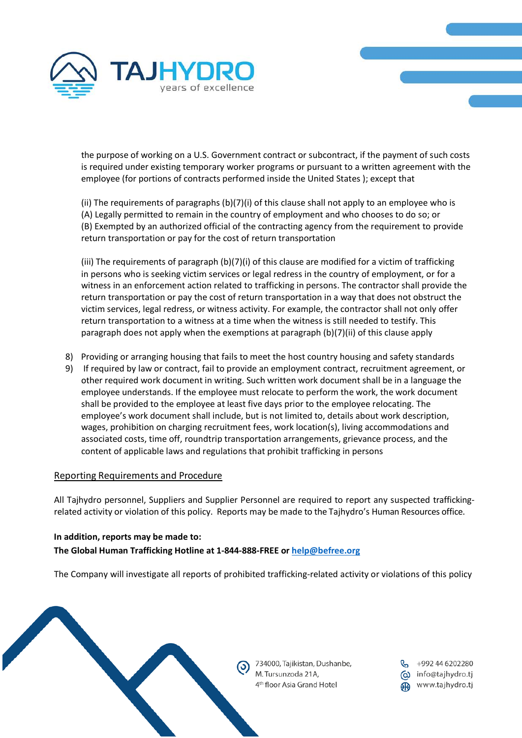the purpose of working on a U.S. Government contract or subcontract, if the payment of such costs is required under existing temporary worker programs or pursuant to a written agreement with the employee (for portions of contracts performed inside the United States ); except that

(ii) The requirements of paragraphs (b)(7)(i) of this clause shall not apply to an employee who is
(A) Legally permitted to remain in the country of employment and who chooses to do so; or
(B) Exempted by an authorized official of the contracting agency from the requirement to provide return transportation or pay for the cost of return transportation

(iii) The requirements of paragraph (b)(7)(i) of this clause are modified for a victim of trafficking in persons who is seeking victim services or legal redress in the country of employment, or for a witness in an enforcement action related to trafficking in persons. The contractor shall provide the return transportation or pay the cost of return transportation in a way that does not obstruct the victim services, legal redress, or witness activity. For example, the contractor shall not only offer return transportation to a witness at a time when the witness is still needed to testify. This paragraph does not apply when the exemptions at paragraph (b)(7)(ii) of this clause apply

8) Providing or arranging housing that fails to meet the host country housing and safety standards
9) If required by law or contract, fail to provide an employment contract, recruitment agreement, or other required work document in writing. Such written work document shall be in a language the employee understands. If the employee must relocate to perform the work, the work document shall be provided to the employee at least five days prior to the employee relocating. The employee's work document shall include, but is not limited to, details about work description, wages, prohibition on charging recruitment fees, work location(s), living accommodations and associated costs, time off, roundtrip transportation arrangements, grievance process, and the content of applicable laws and regulations that prohibit trafficking in persons

## Reporting Requirements and Procedure

All Tajhydro personnel, Suppliers and Supplier Personnel are required to report any suspected trafficking-related activity or violation of this policy. Reports may be made to the Tajhydro's Human Resources office.

**In addition, reports may be made to:**
**The Global Human Trafficking Hotline at 1-844-888-FREE or help@befree.org**

The Company will investigate all reports of prohibited trafficking-related activity or violations of this policy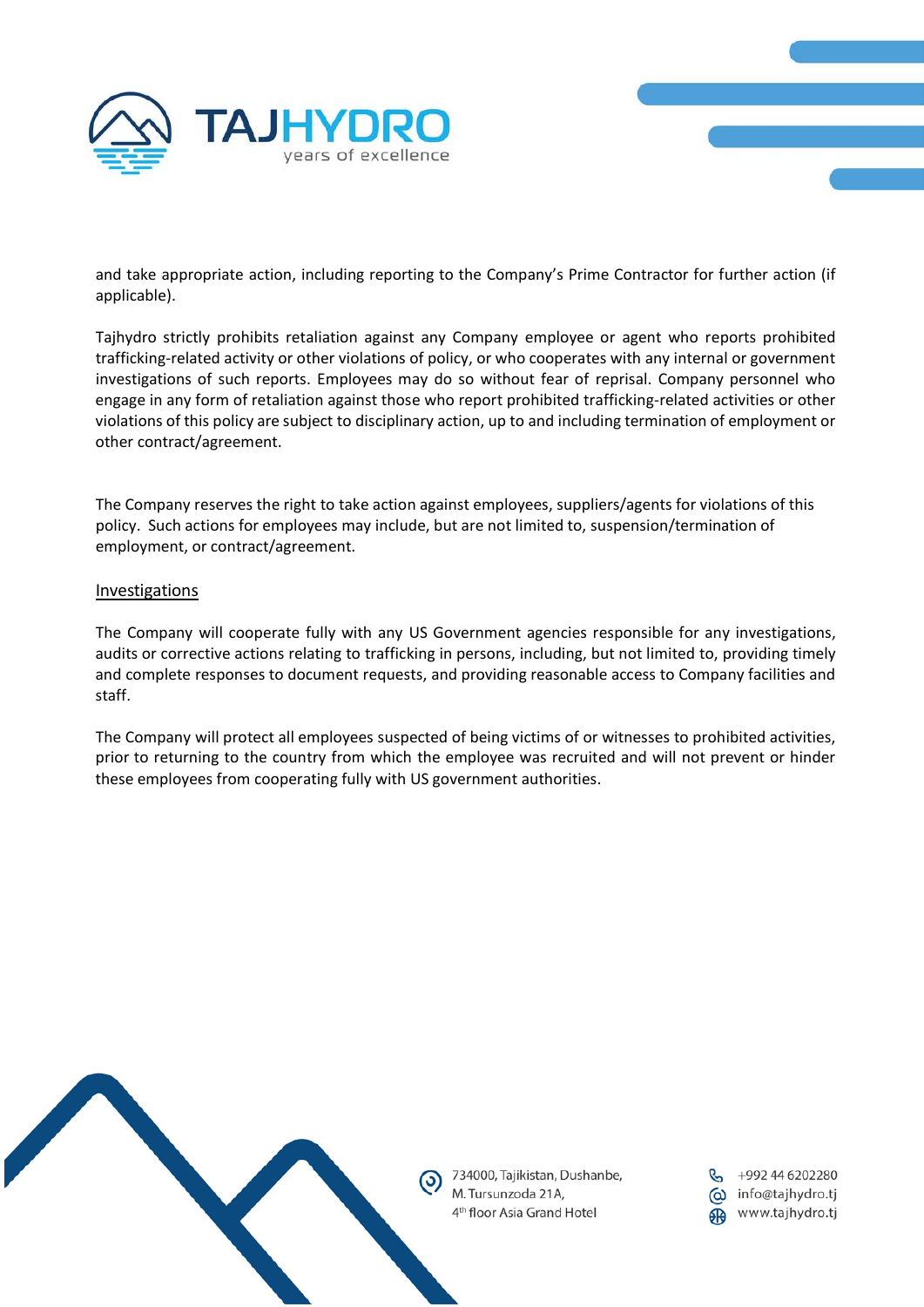and take appropriate action, including reporting to the Company's Prime Contractor for further action (if applicable).

Tajhydro strictly prohibits retaliation against any Company employee or agent who reports prohibited trafficking-related activity or other violations of policy, or who cooperates with any internal or government investigations of such reports. Employees may do so without fear of reprisal. Company personnel who engage in any form of retaliation against those who report prohibited trafficking-related activities or other violations of this policy are subject to disciplinary action, up to and including termination of employment or other contract/agreement.

The Company reserves the right to take action against employees, suppliers/agents for violations of this policy. Such actions for employees may include, but are not limited to, suspension/termination of employment, or contract/agreement.

## Investigations

The Company will cooperate fully with any US Government agencies responsible for any investigations, audits or corrective actions relating to trafficking in persons, including, but not limited to, providing timely and complete responses to document requests, and providing reasonable access to Company facilities and staff.

The Company will protect all employees suspected of being victims of or witnesses to prohibited activities, prior to returning to the country from which the employee was recruited and will not prevent or hinder these employees from cooperating fully with US government authorities.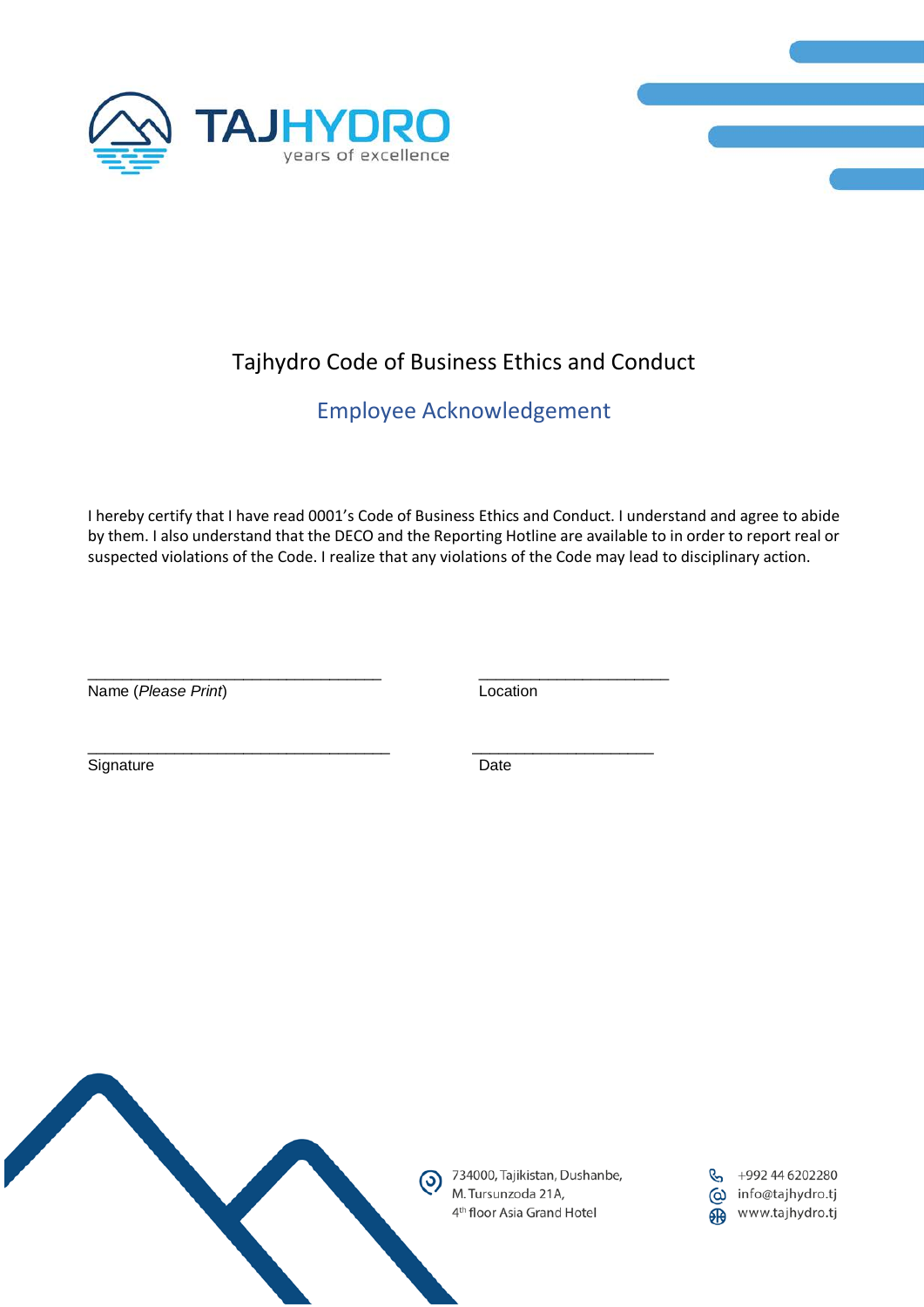# Tajhydro Code of Business Ethics and Conduct

## Employee Acknowledgement

I hereby certify that I have read 0001's Code of Business Ethics and Conduct. I understand and agree to abide by them. I also understand that the DECO and the Reporting Hotline are available to in order to report real or suspected violations of the Code. I realize that any violations of the Code may lead to disciplinary action.

| | |
|---|---|
| ________________________________ | ____________________ |
| Name (*Please Print*) | Location |
| ________________________________ | ____________________ |
| Signature | Date |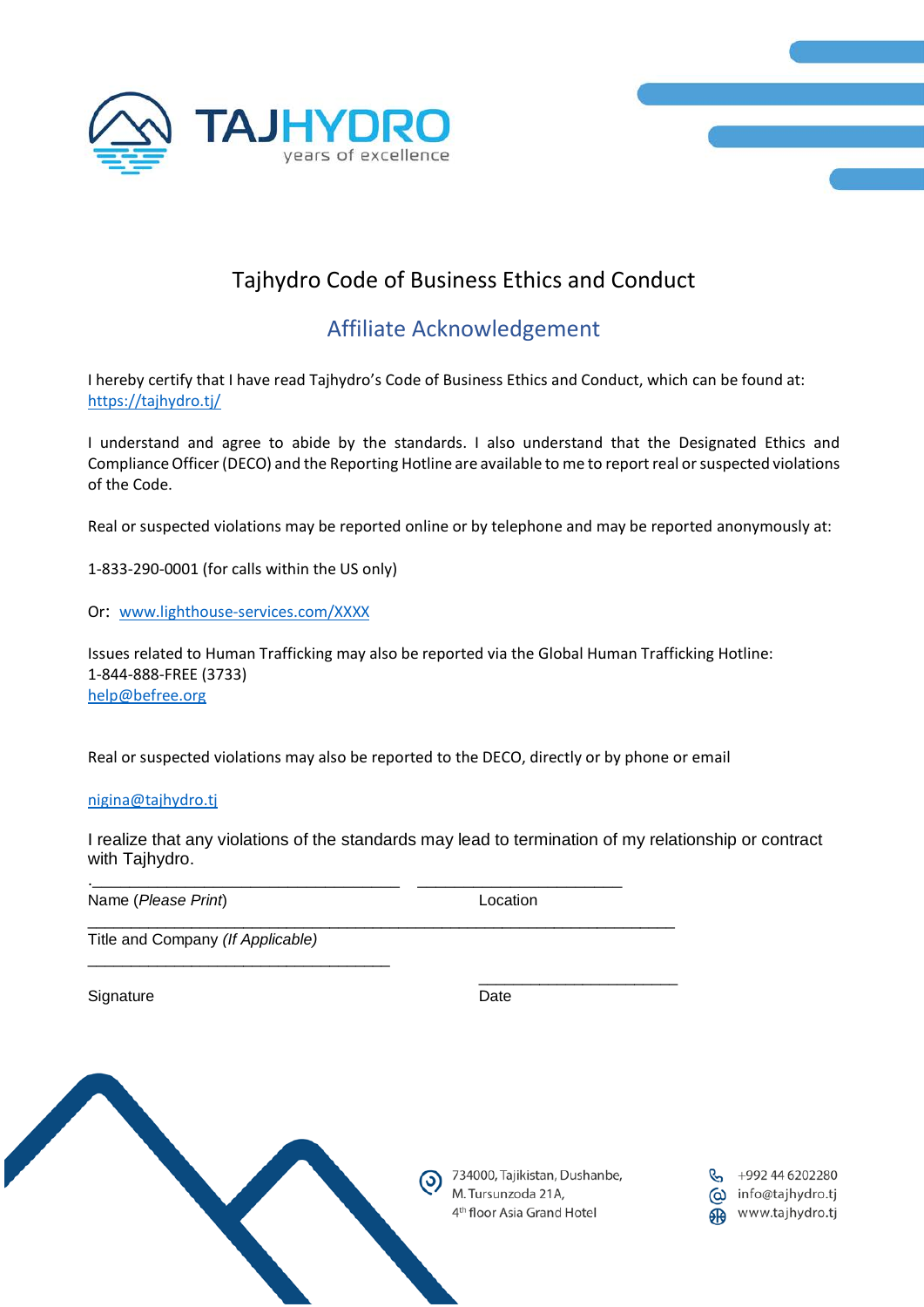TAJHYDRO
years of excellence

# Tajhydro Code of Business Ethics and Conduct

## Affiliate Acknowledgement

I hereby certify that I have read Tajhydro's Code of Business Ethics and Conduct, which can be found at: https://tajhydro.tj/

I understand and agree to abide by the standards. I also understand that the Designated Ethics and Compliance Officer (DECO) and the Reporting Hotline are available to me to report real or suspected violations of the Code.

Real or suspected violations may be reported online or by telephone and may be reported anonymously at:

1-833-290-0001 (for calls within the US only)

Or: www.lighthouse-services.com/XXXX

Issues related to Human Trafficking may also be reported via the Global Human Trafficking Hotline:
1-844-888-FREE (3733)
help@befree.org

Real or suspected violations may also be reported to the DECO, directly or by phone or email

nigina@tajhydro.tj

I realize that any violations of the standards may lead to termination of my relationship or contract with Tajhydro.

.___________________________________ _______________________
Name (*Please Print*) Location

_____________________________________________________________________
Title and Company *(If Applicable)*

__________________________________ _______________________
Signature Date

734000, Tajikistan, Dushanbe,
M. Tursunzoda 21A,
4th floor Asia Grand Hotel

+992 44 6202280
info@tajhydro.tj
www.tajhydro.tj